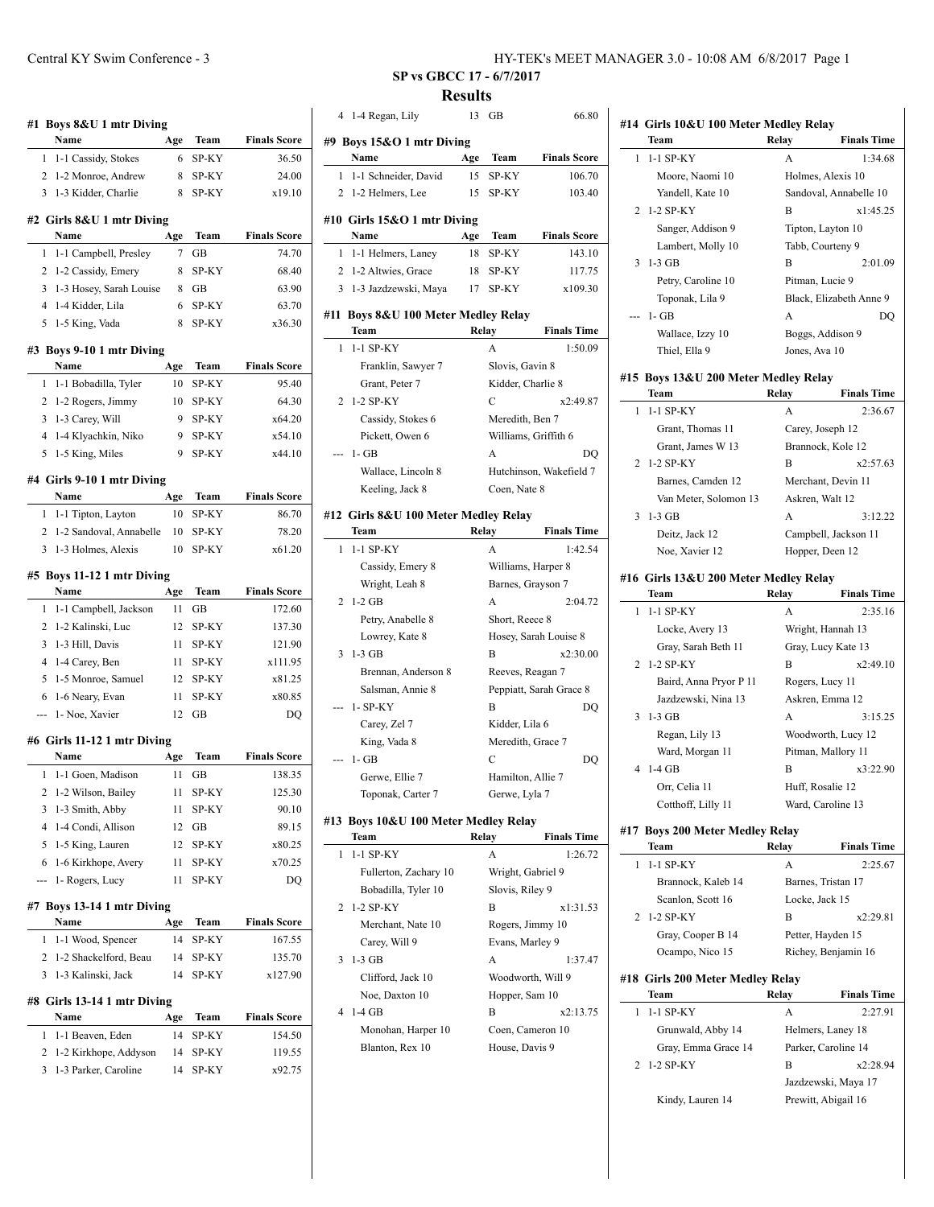## SP vs GBCC 17 - 6/7/2017

## Results

### #1 Boys 8&U 1 mtr Diving

| | Name | Age | Team | Finals Score |
|---|---|---|---|---|
| 1 | 1-1 Cassidy, Stokes | 6 | SP-KY | 36.50 |
| 2 | 1-2 Monroe, Andrew | 8 | SP-KY | 24.00 |
| 3 | 1-3 Kidder, Charlie | 8 | SP-KY | x19.10 |

### #2 Girls 8&U 1 mtr Diving

| | Name | Age | Team | Finals Score |
|---|---|---|---|---|
| 1 | 1-1 Campbell, Presley | 7 | GB | 74.70 |
| 2 | 1-2 Cassidy, Emery | 8 | SP-KY | 68.40 |
| 3 | 1-3 Hosey, Sarah Louise | 8 | GB | 63.90 |
| 4 | 1-4 Kidder, Lila | 6 | SP-KY | 63.70 |
| 5 | 1-5 King, Vada | 8 | SP-KY | x36.30 |

### #3 Boys 9-10 1 mtr Diving

| | Name | Age | Team | Finals Score |
|---|---|---|---|---|
| 1 | 1-1 Bobadilla, Tyler | 10 | SP-KY | 95.40 |
| 2 | 1-2 Rogers, Jimmy | 10 | SP-KY | 64.30 |
| 3 | 1-3 Carey, Will | 9 | SP-KY | x64.20 |
| 4 | 1-4 Klyachkin, Niko | 9 | SP-KY | x54.10 |
| 5 | 1-5 King, Miles | 9 | SP-KY | x44.10 |

### #4 Girls 9-10 1 mtr Diving

| | Name | Age | Team | Finals Score |
|---|---|---|---|---|
| 1 | 1-1 Tipton, Layton | 10 | SP-KY | 86.70 |
| 2 | 1-2 Sandoval, Annabelle | 10 | SP-KY | 78.20 |
| 3 | 1-3 Holmes, Alexis | 10 | SP-KY | x61.20 |

### #5 Boys 11-12 1 mtr Diving

| | Name | Age | Team | Finals Score |
|---|---|---|---|---|
| 1 | 1-1 Campbell, Jackson | 11 | GB | 172.60 |
| 2 | 1-2 Kalinski, Luc | 12 | SP-KY | 137.30 |
| 3 | 1-3 Hill, Davis | 11 | SP-KY | 121.90 |
| 4 | 1-4 Carey, Ben | 11 | SP-KY | x111.95 |
| 5 | 1-5 Monroe, Samuel | 12 | SP-KY | x81.25 |
| 6 | 1-6 Neary, Evan | 11 | SP-KY | x80.85 |
| --- | 1- Noe, Xavier | 12 | GB | DQ |

### #6 Girls 11-12 1 mtr Diving

| | Name | Age | Team | Finals Score |
|---|---|---|---|---|
| 1 | 1-1 Goen, Madison | 11 | GB | 138.35 |
| 2 | 1-2 Wilson, Bailey | 11 | SP-KY | 125.30 |
| 3 | 1-3 Smith, Abby | 11 | SP-KY | 90.10 |
| 4 | 1-4 Condi, Allison | 12 | GB | 89.15 |
| 5 | 1-5 King, Lauren | 12 | SP-KY | x80.25 |
| 6 | 1-6 Kirkhope, Avery | 11 | SP-KY | x70.25 |
| --- | 1- Rogers, Lucy | 11 | SP-KY | DQ |

### #7 Boys 13-14 1 mtr Diving

| | Name | Age | Team | Finals Score |
|---|---|---|---|---|
| 1 | 1-1 Wood, Spencer | 14 | SP-KY | 167.55 |
| 2 | 1-2 Shackelford, Beau | 14 | SP-KY | 135.70 |
| 3 | 1-3 Kalinski, Jack | 14 | SP-KY | x127.90 |

### #8 Girls 13-14 1 mtr Diving

| | Name | Age | Team | Finals Score |
|---|---|---|---|---|
| 1 | 1-1 Beaven, Eden | 14 | SP-KY | 154.50 |
| 2 | 1-2 Kirkhope, Addyson | 14 | SP-KY | 119.55 |
| 3 | 1-3 Parker, Caroline | 14 | SP-KY | x92.75 |
| 4 | 1-4 Regan, Lily | 13 | GB | 66.80 |

### #9 Boys 15&O 1 mtr Diving

| | Name | Age | Team | Finals Score |
|---|---|---|---|---|
| 1 | 1-1 Schneider, David | 15 | SP-KY | 106.70 |
| 2 | 1-2 Helmers, Lee | 15 | SP-KY | 103.40 |

### #10 Girls 15&O 1 mtr Diving

| | Name | Age | Team | Finals Score |
|---|---|---|---|---|
| 1 | 1-1 Helmers, Laney | 18 | SP-KY | 143.10 |
| 2 | 1-2 Altwies, Grace | 18 | SP-KY | 117.75 |
| 3 | 1-3 Jazdzewski, Maya | 17 | SP-KY | x109.30 |

### #11 Boys 8&U 100 Meter Medley Relay

| | Team | Relay | Finals Time |
|---|---|---|---|
| 1 | 1-1 SP-KY | A | 1:50.09 |
| | Franklin, Sawyer 7 | Slovis, Gavin 8 | |
| | Grant, Peter 7 | Kidder, Charlie 8 | |
| 2 | 1-2 SP-KY | C | x2:49.87 |
| | Cassidy, Stokes 6 | Meredith, Ben 7 | |
| | Pickett, Owen 6 | Williams, Griffith 6 | |
| --- | 1- GB | A | DQ |
| | Wallace, Lincoln 8 | Hutchinson, Wakefield 7 | |
| | Keeling, Jack 8 | Coen, Nate 8 | |

### #12 Girls 8&U 100 Meter Medley Relay

| | Team | Relay | Finals Time |
|---|---|---|---|
| 1 | 1-1 SP-KY | A | 1:42.54 |
| | Cassidy, Emery 8 | Williams, Harper 8 | |
| | Wright, Leah 8 | Barnes, Grayson 7 | |
| 2 | 1-2 GB | A | 2:04.72 |
| | Petry, Anabelle 8 | Short, Reece 8 | |
| | Lowrey, Kate 8 | Hosey, Sarah Louise 8 | |
| 3 | 1-3 GB | B | x2:30.00 |
| | Brennan, Anderson 8 | Reeves, Reagan 7 | |
| | Salsman, Annie 8 | Peppiatt, Sarah Grace 8 | |
| --- | 1- SP-KY | B | DQ |
| | Carey, Zel 7 | Kidder, Lila 6 | |
| | King, Vada 8 | Meredith, Grace 7 | |
| --- | 1- GB | C | DQ |
| | Gerwe, Ellie 7 | Hamilton, Allie 7 | |
| | Toponak, Carter 7 | Gerwe, Lyla 7 | |

### #13 Boys 10&U 100 Meter Medley Relay

| | Team | Relay | Finals Time |
|---|---|---|---|
| 1 | 1-1 SP-KY | A | 1:26.72 |
| | Fullerton, Zachary 10 | Wright, Gabriel 9 | |
| | Bobadilla, Tyler 10 | Slovis, Riley 9 | |
| 2 | 1-2 SP-KY | B | x1:31.53 |
| | Merchant, Nate 10 | Rogers, Jimmy 10 | |
| | Carey, Will 9 | Evans, Marley 9 | |
| 3 | 1-3 GB | A | 1:37.47 |
| | Clifford, Jack 10 | Woodworth, Will 9 | |
| | Noe, Daxton 10 | Hopper, Sam 10 | |
| 4 | 1-4 GB | B | x2:13.75 |
| | Monohan, Harper 10 | Coen, Cameron 10 | |
| | Blanton, Rex 10 | House, Davis 9 | |

### #14 Girls 10&U 100 Meter Medley Relay

| | Team | Relay | Finals Time |
|---|---|---|---|
| 1 | 1-1 SP-KY | A | 1:34.68 |
| | Moore, Naomi 10 | Holmes, Alexis 10 | |
| | Yandell, Kate 10 | Sandoval, Annabelle 10 | |
| 2 | 1-2 SP-KY | B | x1:45.25 |
| | Sanger, Addison 9 | Tipton, Layton 10 | |
| | Lambert, Molly 10 | Tabb, Courteny 9 | |
| 3 | 1-3 GB | B | 2:01.09 |
| | Petry, Caroline 10 | Pitman, Lucie 9 | |
| | Toponak, Lila 9 | Black, Elizabeth Anne 9 | |
| --- | 1- GB | A | DQ |
| | Wallace, Izzy 10 | Boggs, Addison 9 | |
| | Thiel, Ella 9 | Jones, Ava 10 | |

### #15 Boys 13&U 200 Meter Medley Relay

| | Team | Relay | Finals Time |
|---|---|---|---|
| 1 | 1-1 SP-KY | A | 2:36.67 |
| | Grant, Thomas 11 | Carey, Joseph 12 | |
| | Grant, James W 13 | Brannock, Kole 12 | |
| 2 | 1-2 SP-KY | B | x2:57.63 |
| | Barnes, Camden 12 | Merchant, Devin 11 | |
| | Van Meter, Solomon 13 | Askren, Walt 12 | |
| 3 | 1-3 GB | A | 3:12.22 |
| | Deitz, Jack 12 | Campbell, Jackson 11 | |
| | Noe, Xavier 12 | Hopper, Deen 12 | |

### #16 Girls 13&U 200 Meter Medley Relay

| | Team | Relay | Finals Time |
|---|---|---|---|
| 1 | 1-1 SP-KY | A | 2:35.16 |
| | Locke, Avery 13 | Wright, Hannah 13 | |
| | Gray, Sarah Beth 11 | Gray, Lucy Kate 13 | |
| 2 | 1-2 SP-KY | B | x2:49.10 |
| | Baird, Anna Pryor P 11 | Rogers, Lucy 11 | |
| | Jazdzewski, Nina 13 | Askren, Emma 12 | |
| 3 | 1-3 GB | A | 3:15.25 |
| | Regan, Lily 13 | Woodworth, Lucy 12 | |
| | Ward, Morgan 11 | Pitman, Mallory 11 | |
| 4 | 1-4 GB | B | x3:22.90 |
| | Orr, Celia 11 | Huff, Rosalie 12 | |
| | Cotthoff, Lilly 11 | Ward, Caroline 13 | |

### #17 Boys 200 Meter Medley Relay

| | Team | Relay | Finals Time |
|---|---|---|---|
| 1 | 1-1 SP-KY | A | 2:25.67 |
| | Brannock, Kaleb 14 | Barnes, Tristan 17 | |
| | Scanlon, Scott 16 | Locke, Jack 15 | |
| 2 | 1-2 SP-KY | B | x2:29.81 |
| | Gray, Cooper B 14 | Petter, Hayden 15 | |
| | Ocampo, Nico 15 | Richey, Benjamin 16 | |

### #18 Girls 200 Meter Medley Relay

| | Team | Relay | Finals Time |
|---|---|---|---|
| 1 | 1-1 SP-KY | A | 2:27.91 |
| | Grunwald, Abby 14 | Helmers, Laney 18 | |
| | Gray, Emma Grace 14 | Parker, Caroline 14 | |
| 2 | 1-2 SP-KY | B | x2:28.94 |
| | | Jazdzewski, Maya 17 | |
| | Kindy, Lauren 14 | Prewitt, Abigail 16 | |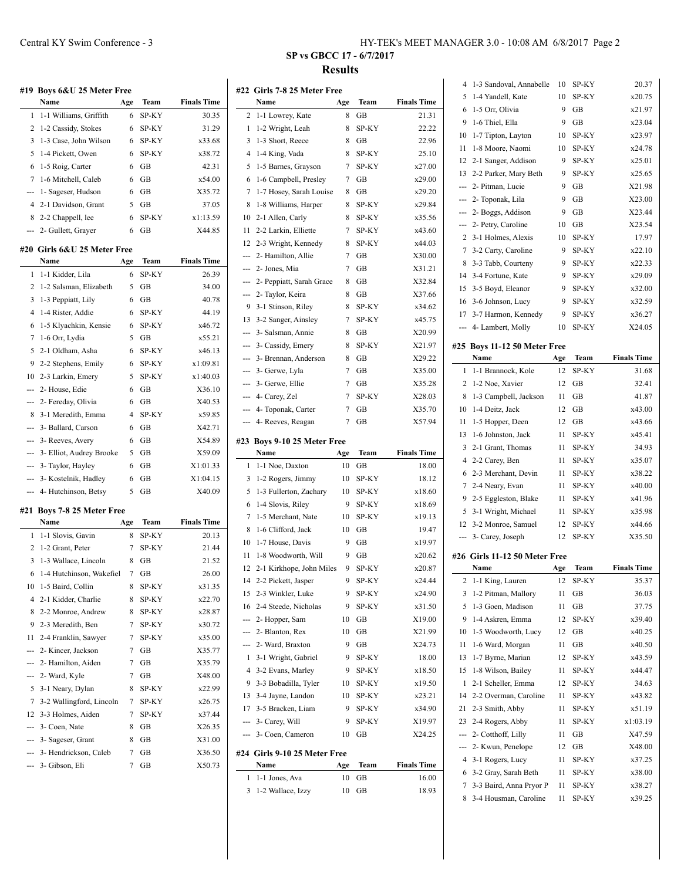## SP vs GBCC 17 - 6/7/2017

### Results

#### #19 Boys 6&U 25 Meter Free

| | Name | Age | Team | Finals Time |
|---|---|---|---|---|
| 1 | 1-1 Williams, Griffith | 6 | SP-KY | 30.35 |
| 2 | 1-2 Cassidy, Stokes | 6 | SP-KY | 31.29 |
| 3 | 1-3 Case, John Wilson | 6 | SP-KY | x33.68 |
| 5 | 1-4 Pickett, Owen | 6 | SP-KY | x38.72 |
| 6 | 1-5 Roig, Carter | 6 | GB | 42.31 |
| 7 | 1-6 Mitchell, Caleb | 6 | GB | x54.00 |
| --- | 1- Sageser, Hudson | 6 | GB | X35.72 |
| 4 | 2-1 Davidson, Grant | 5 | GB | 37.05 |
| 8 | 2-2 Chappell, lee | 6 | SP-KY | x1:13.59 |
| --- | 2- Gullett, Grayer | 6 | GB | X44.85 |

#### #20 Girls 6&U 25 Meter Free

| | Name | Age | Team | Finals Time |
|---|---|---|---|---|
| 1 | 1-1 Kidder, Lila | 6 | SP-KY | 26.39 |
| 2 | 1-2 Salsman, Elizabeth | 5 | GB | 34.00 |
| 3 | 1-3 Peppiatt, Lily | 6 | GB | 40.78 |
| 4 | 1-4 Rister, Addie | 6 | SP-KY | 44.19 |
| 6 | 1-5 Klyachkin, Kensie | 6 | SP-KY | x46.72 |
| 7 | 1-6 Orr, Lydia | 5 | GB | x55.21 |
| 5 | 2-1 Oldham, Asha | 6 | SP-KY | x46.13 |
| 9 | 2-2 Stephens, Emily | 6 | SP-KY | x1:09.81 |
| 10 | 2-3 Larkin, Emery | 5 | SP-KY | x1:40.03 |
| --- | 2- House, Edie | 6 | GB | X36.10 |
| --- | 2- Fereday, Olivia | 6 | GB | X40.53 |
| 8 | 3-1 Meredith, Emma | 4 | SP-KY | x59.85 |
| --- | 3- Ballard, Carson | 6 | GB | X42.71 |
| --- | 3- Reeves, Avery | 6 | GB | X54.89 |
| --- | 3- Elliot, Audrey Brooke | 5 | GB | X59.09 |
| --- | 3- Taylor, Hayley | 6 | GB | X1:01.33 |
| --- | 3- Kostelnik, Hadley | 6 | GB | X1:04.15 |
| --- | 4- Hutchinson, Betsy | 5 | GB | X40.09 |

#### #21 Boys 7-8 25 Meter Free

| | Name | Age | Team | Finals Time |
|---|---|---|---|---|
| 1 | 1-1 Slovis, Gavin | 8 | SP-KY | 20.13 |
| 2 | 1-2 Grant, Peter | 7 | SP-KY | 21.44 |
| 3 | 1-3 Wallace, Lincoln | 8 | GB | 21.52 |
| 6 | 1-4 Hutchinson, Wakefiel | 7 | GB | 26.00 |
| 10 | 1-5 Baird, Collin | 8 | SP-KY | x31.35 |
| 4 | 2-1 Kidder, Charlie | 8 | SP-KY | x22.70 |
| 8 | 2-2 Monroe, Andrew | 8 | SP-KY | x28.87 |
| 9 | 2-3 Meredith, Ben | 7 | SP-KY | x30.72 |
| 11 | 2-4 Franklin, Sawyer | 7 | SP-KY | x35.00 |
| --- | 2- Kincer, Jackson | 7 | GB | X35.77 |
| --- | 2- Hamilton, Aiden | 7 | GB | X35.79 |
| --- | 2- Ward, Kyle | 7 | GB | X48.00 |
| 5 | 3-1 Neary, Dylan | 8 | SP-KY | x22.99 |
| 7 | 3-2 Wallingford, Lincoln | 7 | SP-KY | x26.75 |
| 12 | 3-3 Holmes, Aiden | 7 | SP-KY | x37.44 |
| --- | 3- Coen, Nate | 8 | GB | X26.35 |
| --- | 3- Sageser, Grant | 8 | GB | X31.00 |
| --- | 3- Hendrickson, Caleb | 7 | GB | X36.50 |
| --- | 3- Gibson, Eli | 7 | GB | X50.73 |

#### #22 Girls 7-8 25 Meter Free

| | Name | Age | Team | Finals Time |
|---|---|---|---|---|
| 2 | 1-1 Lowrey, Kate | 8 | GB | 21.31 |
| 1 | 1-2 Wright, Leah | 8 | SP-KY | 22.22 |
| 3 | 1-3 Short, Reece | 8 | GB | 22.96 |
| 4 | 1-4 King, Vada | 8 | SP-KY | 25.10 |
| 5 | 1-5 Barnes, Grayson | 7 | SP-KY | x27.00 |
| 6 | 1-6 Campbell, Presley | 7 | GB | x29.00 |
| 7 | 1-7 Hosey, Sarah Louise | 8 | GB | x29.20 |
| 8 | 1-8 Williams, Harper | 8 | SP-KY | x29.84 |
| 10 | 2-1 Allen, Carly | 8 | SP-KY | x35.56 |
| 11 | 2-2 Larkin, Elliette | 7 | SP-KY | x43.60 |
| 12 | 2-3 Wright, Kennedy | 8 | SP-KY | x44.03 |
| --- | 2- Hamilton, Allie | 7 | GB | X30.00 |
| --- | 2- Jones, Mia | 7 | GB | X31.21 |
| --- | 2- Peppiatt, Sarah Grace | 8 | GB | X32.84 |
| --- | 2- Taylor, Keira | 8 | GB | X37.66 |
| 9 | 3-1 Stinson, Riley | 8 | SP-KY | x34.62 |
| 13 | 3-2 Sanger, Ainsley | 7 | SP-KY | x45.75 |
| --- | 3- Salsman, Annie | 8 | GB | X20.99 |
| --- | 3- Cassidy, Emery | 8 | SP-KY | X21.97 |
| --- | 3- Brennan, Anderson | 8 | GB | X29.22 |
| --- | 3- Gerwe, Lyla | 7 | GB | X35.00 |
| --- | 3- Gerwe, Ellie | 7 | GB | X35.28 |
| --- | 4- Carey, Zel | 7 | SP-KY | X28.03 |
| --- | 4- Toponak, Carter | 7 | GB | X35.70 |
| --- | 4- Reeves, Reagan | 7 | GB | X57.94 |

#### #23 Boys 9-10 25 Meter Free

| | Name | Age | Team | Finals Time |
|---|---|---|---|---|
| 1 | 1-1 Noe, Daxton | 10 | GB | 18.00 |
| 3 | 1-2 Rogers, Jimmy | 10 | SP-KY | 18.12 |
| 5 | 1-3 Fullerton, Zachary | 10 | SP-KY | x18.60 |
| 6 | 1-4 Slovis, Riley | 9 | SP-KY | x18.69 |
| 7 | 1-5 Merchant, Nate | 10 | SP-KY | x19.13 |
| 8 | 1-6 Clifford, Jack | 10 | GB | 19.47 |
| 10 | 1-7 House, Davis | 9 | GB | x19.97 |
| 11 | 1-8 Woodworth, Will | 9 | GB | x20.62 |
| 12 | 2-1 Kirkhope, John Miles | 9 | SP-KY | x20.87 |
| 14 | 2-2 Pickett, Jasper | 9 | SP-KY | x24.44 |
| 15 | 2-3 Winkler, Luke | 9 | SP-KY | x24.90 |
| 16 | 2-4 Steede, Nicholas | 9 | SP-KY | x31.50 |
| --- | 2- Hopper, Sam | 10 | GB | X19.00 |
| --- | 2- Blanton, Rex | 10 | GB | X21.99 |
| --- | 2- Ward, Braxton | 9 | GB | X24.73 |
| 1 | 3-1 Wright, Gabriel | 9 | SP-KY | 18.00 |
| 4 | 3-2 Evans, Marley | 9 | SP-KY | x18.50 |
| 9 | 3-3 Bobadilla, Tyler | 10 | SP-KY | x19.50 |
| 13 | 3-4 Jayne, Landon | 10 | SP-KY | x23.21 |
| 17 | 3-5 Bracken, Liam | 9 | SP-KY | x34.90 |
| --- | 3- Carey, Will | 9 | SP-KY | X19.97 |
| --- | 3- Coen, Cameron | 10 | GB | X24.25 |

#### #24 Girls 9-10 25 Meter Free

| | Name | Age | Team | Finals Time |
|---|---|---|---|---|
| 1 | 1-1 Jones, Ava | 10 | GB | 16.00 |
| 3 | 1-2 Wallace, Izzy | 10 | GB | 18.93 |
| 4 | 1-3 Sandoval, Annabelle | 10 | SP-KY | 20.37 |
| 5 | 1-4 Yandell, Kate | 10 | SP-KY | x20.75 |
| 6 | 1-5 Orr, Olivia | 9 | GB | x21.97 |
| 9 | 1-6 Thiel, Ella | 9 | GB | x23.04 |
| 10 | 1-7 Tipton, Layton | 10 | SP-KY | x23.97 |
| 11 | 1-8 Moore, Naomi | 10 | SP-KY | x24.78 |
| 12 | 2-1 Sanger, Addison | 9 | SP-KY | x25.01 |
| 13 | 2-2 Parker, Mary Beth | 9 | SP-KY | x25.65 |
| --- | 2- Pitman, Lucie | 9 | GB | X21.98 |
| --- | 2- Toponak, Lila | 9 | GB | X23.00 |
| --- | 2- Boggs, Addison | 9 | GB | X23.44 |
| --- | 2- Petry, Caroline | 10 | GB | X23.54 |
| 2 | 3-1 Holmes, Alexis | 10 | SP-KY | 17.97 |
| 7 | 3-2 Carty, Caroline | 9 | SP-KY | x22.10 |
| 8 | 3-3 Tabb, Courteny | 9 | SP-KY | x22.33 |
| 14 | 3-4 Fortune, Kate | 9 | SP-KY | x29.09 |
| 15 | 3-5 Boyd, Eleanor | 9 | SP-KY | x32.00 |
| 16 | 3-6 Johnson, Lucy | 9 | SP-KY | x32.59 |
| 17 | 3-7 Harmon, Kennedy | 9 | SP-KY | x36.27 |
| --- | 4- Lambert, Molly | 10 | SP-KY | X24.05 |

#### #25 Boys 11-12 50 Meter Free

| | Name | Age | Team | Finals Time |
|---|---|---|---|---|
| 1 | 1-1 Brannock, Kole | 12 | SP-KY | 31.68 |
| 2 | 1-2 Noe, Xavier | 12 | GB | 32.41 |
| 8 | 1-3 Campbell, Jackson | 11 | GB | 41.87 |
| 10 | 1-4 Deitz, Jack | 12 | GB | x43.00 |
| 11 | 1-5 Hopper, Deen | 12 | GB | x43.66 |
| 13 | 1-6 Johnston, Jack | 11 | SP-KY | x45.41 |
| 3 | 2-1 Grant, Thomas | 11 | SP-KY | 34.93 |
| 4 | 2-2 Carey, Ben | 11 | SP-KY | x35.07 |
| 6 | 2-3 Merchant, Devin | 11 | SP-KY | x38.22 |
| 7 | 2-4 Neary, Evan | 11 | SP-KY | x40.00 |
| 9 | 2-5 Eggleston, Blake | 11 | SP-KY | x41.96 |
| 5 | 3-1 Wright, Michael | 11 | SP-KY | x35.98 |
| 12 | 3-2 Monroe, Samuel | 12 | SP-KY | x44.66 |
| --- | 3- Carey, Joseph | 12 | SP-KY | X35.50 |

#### #26 Girls 11-12 50 Meter Free

| | Name | Age | Team | Finals Time |
|---|---|---|---|---|
| 2 | 1-1 King, Lauren | 12 | SP-KY | 35.37 |
| 3 | 1-2 Pitman, Mallory | 11 | GB | 36.03 |
| 5 | 1-3 Goen, Madison | 11 | GB | 37.75 |
| 9 | 1-4 Askren, Emma | 12 | SP-KY | x39.40 |
| 10 | 1-5 Woodworth, Lucy | 12 | GB | x40.25 |
| 11 | 1-6 Ward, Morgan | 11 | GB | x40.50 |
| 13 | 1-7 Byrne, Marian | 12 | SP-KY | x43.59 |
| 15 | 1-8 Wilson, Bailey | 11 | SP-KY | x44.47 |
| 1 | 2-1 Scheller, Emma | 12 | SP-KY | 34.63 |
| 14 | 2-2 Overman, Caroline | 11 | SP-KY | x43.82 |
| 21 | 2-3 Smith, Abby | 11 | SP-KY | x51.19 |
| 23 | 2-4 Rogers, Abby | 11 | SP-KY | x1:03.19 |
| --- | 2- Cotthoff, Lilly | 11 | GB | X47.59 |
| --- | 2- Kwun, Penelope | 12 | GB | X48.00 |
| 4 | 3-1 Rogers, Lucy | 11 | SP-KY | x37.25 |
| 6 | 3-2 Gray, Sarah Beth | 11 | SP-KY | x38.00 |
| 7 | 3-3 Baird, Anna Pryor P | 11 | SP-KY | x38.27 |
| 8 | 3-4 Housman, Caroline | 11 | SP-KY | x39.25 |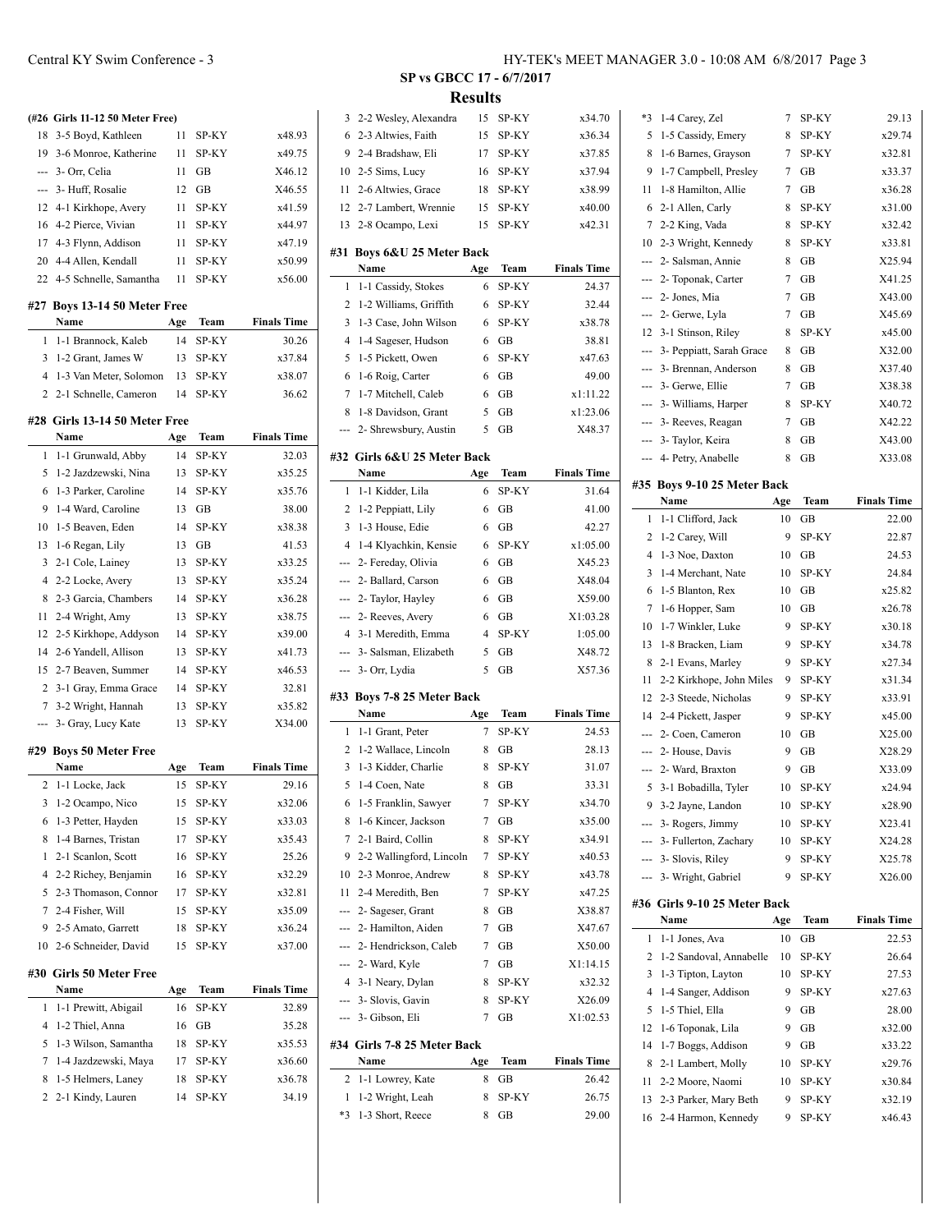SP vs GBCC 17 - 6/7/2017

## Results

### (#26 Girls 11-12 50 Meter Free)

| | Name | Age | Team | Finals Time |
|---|---|---|---|---|
| 18 | 3-5 Boyd, Kathleen | 11 | SP-KY | x48.93 |
| 19 | 3-6 Monroe, Katherine | 11 | SP-KY | x49.75 |
| --- | 3- Orr, Celia | 11 | GB | X46.12 |
| --- | 3- Huff, Rosalie | 12 | GB | X46.55 |
| 12 | 4-1 Kirkhope, Avery | 11 | SP-KY | x41.59 |
| 16 | 4-2 Pierce, Vivian | 11 | SP-KY | x44.97 |
| 17 | 4-3 Flynn, Addison | 11 | SP-KY | x47.19 |
| 20 | 4-4 Allen, Kendall | 11 | SP-KY | x50.99 |
| 22 | 4-5 Schnelle, Samantha | 11 | SP-KY | x56.00 |

### #27 Boys 13-14 50 Meter Free

| | Name | Age | Team | Finals Time |
|---|---|---|---|---|
| 1 | 1-1 Brannock, Kaleb | 14 | SP-KY | 30.26 |
| 3 | 1-2 Grant, James W | 13 | SP-KY | x37.84 |
| 4 | 1-3 Van Meter, Solomon | 13 | SP-KY | x38.07 |
| 2 | 2-1 Schnelle, Cameron | 14 | SP-KY | 36.62 |

### #28 Girls 13-14 50 Meter Free

| | Name | Age | Team | Finals Time |
|---|---|---|---|---|
| 1 | 1-1 Grunwald, Abby | 14 | SP-KY | 32.03 |
| 5 | 1-2 Jazdzewski, Nina | 13 | SP-KY | x35.25 |
| 6 | 1-3 Parker, Caroline | 14 | SP-KY | x35.76 |
| 9 | 1-4 Ward, Caroline | 13 | GB | 38.00 |
| 10 | 1-5 Beaven, Eden | 14 | SP-KY | x38.38 |
| 13 | 1-6 Regan, Lily | 13 | GB | 41.53 |
| 3 | 2-1 Cole, Lainey | 13 | SP-KY | x33.25 |
| 4 | 2-2 Locke, Avery | 13 | SP-KY | x35.24 |
| 8 | 2-3 Garcia, Chambers | 14 | SP-KY | x36.28 |
| 11 | 2-4 Wright, Amy | 13 | SP-KY | x38.75 |
| 12 | 2-5 Kirkhope, Addyson | 14 | SP-KY | x39.00 |
| 14 | 2-6 Yandell, Allison | 13 | SP-KY | x41.73 |
| 15 | 2-7 Beaven, Summer | 14 | SP-KY | x46.53 |
| 2 | 3-1 Gray, Emma Grace | 14 | SP-KY | 32.81 |
| 7 | 3-2 Wright, Hannah | 13 | SP-KY | x35.82 |
| --- | 3- Gray, Lucy Kate | 13 | SP-KY | X34.00 |

### #29 Boys 50 Meter Free

| | Name | Age | Team | Finals Time |
|---|---|---|---|---|
| 2 | 1-1 Locke, Jack | 15 | SP-KY | 29.16 |
| 3 | 1-2 Ocampo, Nico | 15 | SP-KY | x32.06 |
| 6 | 1-3 Petter, Hayden | 15 | SP-KY | x33.03 |
| 8 | 1-4 Barnes, Tristan | 17 | SP-KY | x35.43 |
| 1 | 2-1 Scanlon, Scott | 16 | SP-KY | 25.26 |
| 4 | 2-2 Richey, Benjamin | 16 | SP-KY | x32.29 |
| 5 | 2-3 Thomason, Connor | 17 | SP-KY | x32.81 |
| 7 | 2-4 Fisher, Will | 15 | SP-KY | x35.09 |
| 9 | 2-5 Amato, Garrett | 18 | SP-KY | x36.24 |
| 10 | 2-6 Schneider, David | 15 | SP-KY | x37.00 |

### #30 Girls 50 Meter Free

| | Name | Age | Team | Finals Time |
|---|---|---|---|---|
| 1 | 1-1 Prewitt, Abigail | 16 | SP-KY | 32.89 |
| 4 | 1-2 Thiel, Anna | 16 | GB | 35.28 |
| 5 | 1-3 Wilson, Samantha | 18 | SP-KY | x35.53 |
| 7 | 1-4 Jazdzewski, Maya | 17 | SP-KY | x36.60 |
| 8 | 1-5 Helmers, Laney | 18 | SP-KY | x36.78 |
| 2 | 2-1 Kindy, Lauren | 14 | SP-KY | 34.19 |
| 3 | 2-2 Wesley, Alexandra | 15 | SP-KY | x34.70 |
| 6 | 2-3 Altwies, Faith | 15 | SP-KY | x36.34 |
| 9 | 2-4 Bradshaw, Eli | 17 | SP-KY | x37.85 |
| 10 | 2-5 Sims, Lucy | 16 | SP-KY | x37.94 |
| 11 | 2-6 Altwies, Grace | 18 | SP-KY | x38.99 |
| 12 | 2-7 Lambert, Wrennie | 15 | SP-KY | x40.00 |
| 13 | 2-8 Ocampo, Lexi | 15 | SP-KY | x42.31 |

### #31 Boys 6&U 25 Meter Back

| | Name | Age | Team | Finals Time |
|---|---|---|---|---|
| 1 | 1-1 Cassidy, Stokes | 6 | SP-KY | 24.37 |
| 2 | 1-2 Williams, Griffith | 6 | SP-KY | 32.44 |
| 3 | 1-3 Case, John Wilson | 6 | SP-KY | x38.78 |
| 4 | 1-4 Sageser, Hudson | 6 | GB | 38.81 |
| 5 | 1-5 Pickett, Owen | 6 | SP-KY | x47.63 |
| 6 | 1-6 Roig, Carter | 6 | GB | 49.00 |
| 7 | 1-7 Mitchell, Caleb | 6 | GB | x1:11.22 |
| 8 | 1-8 Davidson, Grant | 5 | GB | x1:23.06 |
| --- | 2- Shrewsbury, Austin | 5 | GB | X48.37 |

### #32 Girls 6&U 25 Meter Back

| | Name | Age | Team | Finals Time |
|---|---|---|---|---|
| 1 | 1-1 Kidder, Lila | 6 | SP-KY | 31.64 |
| 2 | 1-2 Peppiatt, Lily | 6 | GB | 41.00 |
| 3 | 1-3 House, Edie | 6 | GB | 42.27 |
| 4 | 1-4 Klyachkin, Kensie | 6 | SP-KY | x1:05.00 |
| --- | 2- Fereday, Olivia | 6 | GB | X45.23 |
| --- | 2- Ballard, Carson | 6 | GB | X48.04 |
| --- | 2- Taylor, Hayley | 6 | GB | X59.00 |
| --- | 2- Reeves, Avery | 6 | GB | X1:03.28 |
| 4 | 3-1 Meredith, Emma | 4 | SP-KY | 1:05.00 |
| --- | 3- Salsman, Elizabeth | 5 | GB | X48.72 |
| --- | 3- Orr, Lydia | 5 | GB | X57.36 |

### #33 Boys 7-8 25 Meter Back

| | Name | Age | Team | Finals Time |
|---|---|---|---|---|
| 1 | 1-1 Grant, Peter | 7 | SP-KY | 24.53 |
| 2 | 1-2 Wallace, Lincoln | 8 | GB | 28.13 |
| 3 | 1-3 Kidder, Charlie | 8 | SP-KY | 31.07 |
| 5 | 1-4 Coen, Nate | 8 | GB | 33.31 |
| 6 | 1-5 Franklin, Sawyer | 7 | SP-KY | x34.70 |
| 8 | 1-6 Kincer, Jackson | 7 | GB | x35.00 |
| 7 | 2-1 Baird, Collin | 8 | SP-KY | x34.91 |
| 9 | 2-2 Wallingford, Lincoln | 7 | SP-KY | x40.53 |
| 10 | 2-3 Monroe, Andrew | 8 | SP-KY | x43.78 |
| 11 | 2-4 Meredith, Ben | 7 | SP-KY | x47.25 |
| --- | 2- Sageser, Grant | 8 | GB | X38.87 |
| --- | 2- Hamilton, Aiden | 7 | GB | X47.67 |
| --- | 2- Hendrickson, Caleb | 7 | GB | X50.00 |
| --- | 2- Ward, Kyle | 7 | GB | X1:14.15 |
| 4 | 3-1 Neary, Dylan | 8 | SP-KY | x32.32 |
| --- | 3- Slovis, Gavin | 8 | SP-KY | X26.09 |
| --- | 3- Gibson, Eli | 7 | GB | X1:02.53 |

### #34 Girls 7-8 25 Meter Back

| | Name | Age | Team | Finals Time |
|---|---|---|---|---|
| 2 | 1-1 Lowrey, Kate | 8 | GB | 26.42 |
| 1 | 1-2 Wright, Leah | 8 | SP-KY | 26.75 |
| *3 | 1-3 Short, Reece | 8 | GB | 29.00 |
| *3 | 1-4 Carey, Zel | 7 | SP-KY | 29.13 |
| 5 | 1-5 Cassidy, Emery | 8 | SP-KY | x29.74 |
| 8 | 1-6 Barnes, Grayson | 7 | SP-KY | x32.81 |
| 9 | 1-7 Campbell, Presley | 7 | GB | x33.37 |
| 11 | 1-8 Hamilton, Allie | 7 | GB | x36.28 |
| 6 | 2-1 Allen, Carly | 8 | SP-KY | x31.00 |
| 7 | 2-2 King, Vada | 8 | SP-KY | x32.42 |
| 10 | 2-3 Wright, Kennedy | 8 | SP-KY | x33.81 |
| --- | 2- Salsman, Annie | 8 | GB | X25.94 |
| --- | 2- Toponak, Carter | 7 | GB | X41.25 |
| --- | 2- Jones, Mia | 7 | GB | X43.00 |
| --- | 2- Gerwe, Lyla | 7 | GB | X45.69 |
| 12 | 3-1 Stinson, Riley | 8 | SP-KY | x45.00 |
| --- | 3- Peppiatt, Sarah Grace | 8 | GB | X32.00 |
| --- | 3- Brennan, Anderson | 8 | GB | X37.40 |
| --- | 3- Gerwe, Ellie | 7 | GB | X38.38 |
| --- | 3- Williams, Harper | 8 | SP-KY | X40.72 |
| --- | 3- Reeves, Reagan | 7 | GB | X42.22 |
| --- | 3- Taylor, Keira | 8 | GB | X43.00 |
| --- | 4- Petry, Anabelle | 8 | GB | X33.08 |

### #35 Boys 9-10 25 Meter Back

| | Name | Age | Team | Finals Time |
|---|---|---|---|---|
| 1 | 1-1 Clifford, Jack | 10 | GB | 22.00 |
| 2 | 1-2 Carey, Will | 9 | SP-KY | 22.87 |
| 4 | 1-3 Noe, Daxton | 10 | GB | 24.53 |
| 3 | 1-4 Merchant, Nate | 10 | SP-KY | 24.84 |
| 6 | 1-5 Blanton, Rex | 10 | GB | x25.82 |
| 7 | 1-6 Hopper, Sam | 10 | GB | x26.78 |
| 10 | 1-7 Winkler, Luke | 9 | SP-KY | x30.18 |
| 13 | 1-8 Bracken, Liam | 9 | SP-KY | x34.78 |
| 8 | 2-1 Evans, Marley | 9 | SP-KY | x27.34 |
| 11 | 2-2 Kirkhope, John Miles | 9 | SP-KY | x31.34 |
| 12 | 2-3 Steede, Nicholas | 9 | SP-KY | x33.91 |
| 14 | 2-4 Pickett, Jasper | 9 | SP-KY | x45.00 |
| --- | 2- Coen, Cameron | 10 | GB | X25.00 |
| --- | 2- House, Davis | 9 | GB | X28.29 |
| --- | 2- Ward, Braxton | 9 | GB | X33.09 |
| 5 | 3-1 Bobadilla, Tyler | 10 | SP-KY | x24.94 |
| 9 | 3-2 Jayne, Landon | 10 | SP-KY | x28.90 |
| --- | 3- Rogers, Jimmy | 10 | SP-KY | X23.41 |
| --- | 3- Fullerton, Zachary | 10 | SP-KY | X24.28 |
| --- | 3- Slovis, Riley | 9 | SP-KY | X25.78 |
| --- | 3- Wright, Gabriel | 9 | SP-KY | X26.00 |

### #36 Girls 9-10 25 Meter Back

| | Name | Age | Team | Finals Time |
|---|---|---|---|---|
| 1 | 1-1 Jones, Ava | 10 | GB | 22.53 |
| 2 | 1-2 Sandoval, Annabelle | 10 | SP-KY | 26.64 |
| 3 | 1-3 Tipton, Layton | 10 | SP-KY | 27.53 |
| 4 | 1-4 Sanger, Addison | 9 | SP-KY | x27.63 |
| 5 | 1-5 Thiel, Ella | 9 | GB | 28.00 |
| 12 | 1-6 Toponak, Lila | 9 | GB | x32.00 |
| 14 | 1-7 Boggs, Addison | 9 | GB | x33.22 |
| 8 | 2-1 Lambert, Molly | 10 | SP-KY | x29.76 |
| 11 | 2-2 Moore, Naomi | 10 | SP-KY | x30.84 |
| 13 | 2-3 Parker, Mary Beth | 9 | SP-KY | x32.19 |
| 16 | 2-4 Harmon, Kennedy | 9 | SP-KY | x46.43 |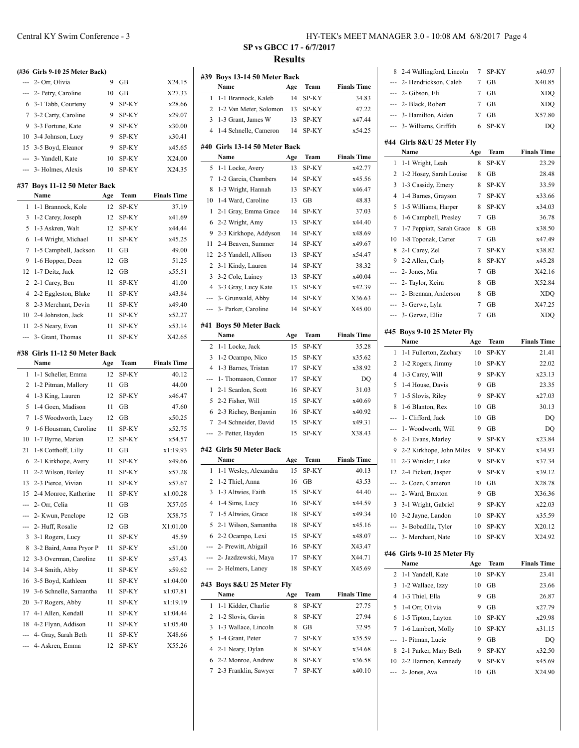## SP vs GBCC 17 - 6/7/2017

## Results

### (#36 Girls 9-10 25 Meter Back)

| | Name | Age | Team | Finals Time |
|---|---|---|---|---|
| --- | 2- Orr, Olivia | 9 | GB | X24.15 |
| --- | 2- Petry, Caroline | 10 | GB | X27.33 |
| 6 | 3-1 Tabb, Courteny | 9 | SP-KY | x28.66 |
| 7 | 3-2 Carty, Caroline | 9 | SP-KY | x29.07 |
| 9 | 3-3 Fortune, Kate | 9 | SP-KY | x30.00 |
| 10 | 3-4 Johnson, Lucy | 9 | SP-KY | x30.41 |
| 15 | 3-5 Boyd, Eleanor | 9 | SP-KY | x45.65 |
| --- | 3- Yandell, Kate | 10 | SP-KY | X24.00 |
| --- | 3- Holmes, Alexis | 10 | SP-KY | X24.35 |

### #37 Boys 11-12 50 Meter Back

| | Name | Age | Team | Finals Time |
|---|---|---|---|---|
| 1 | 1-1 Brannock, Kole | 12 | SP-KY | 37.19 |
| 3 | 1-2 Carey, Joseph | 12 | SP-KY | x41.69 |
| 5 | 1-3 Askren, Walt | 12 | SP-KY | x44.44 |
| 6 | 1-4 Wright, Michael | 11 | SP-KY | x45.25 |
| 7 | 1-5 Campbell, Jackson | 11 | GB | 49.00 |
| 9 | 1-6 Hopper, Deen | 12 | GB | 51.25 |
| 12 | 1-7 Deitz, Jack | 12 | GB | x55.51 |
| 2 | 2-1 Carey, Ben | 11 | SP-KY | 41.00 |
| 4 | 2-2 Eggleston, Blake | 11 | SP-KY | x43.84 |
| 8 | 2-3 Merchant, Devin | 11 | SP-KY | x49.40 |
| 10 | 2-4 Johnston, Jack | 11 | SP-KY | x52.27 |
| 11 | 2-5 Neary, Evan | 11 | SP-KY | x53.14 |
| --- | 3- Grant, Thomas | 11 | SP-KY | X42.65 |

### #38 Girls 11-12 50 Meter Back

| | Name | Age | Team | Finals Time |
|---|---|---|---|---|
| 1 | 1-1 Scheller, Emma | 12 | SP-KY | 40.12 |
| 2 | 1-2 Pitman, Mallory | 11 | GB | 44.00 |
| 4 | 1-3 King, Lauren | 12 | SP-KY | x46.47 |
| 5 | 1-4 Goen, Madison | 11 | GB | 47.60 |
| 7 | 1-5 Woodworth, Lucy | 12 | GB | x50.25 |
| 9 | 1-6 Housman, Caroline | 11 | SP-KY | x52.75 |
| 10 | 1-7 Byrne, Marian | 12 | SP-KY | x54.57 |
| 21 | 1-8 Cotthoff, Lilly | 11 | GB | x1:19.93 |
| 6 | 2-1 Kirkhope, Avery | 11 | SP-KY | x49.66 |
| 11 | 2-2 Wilson, Bailey | 11 | SP-KY | x57.28 |
| 13 | 2-3 Pierce, Vivian | 11 | SP-KY | x57.67 |
| 15 | 2-4 Monroe, Katherine | 11 | SP-KY | x1:00.28 |
| --- | 2- Orr, Celia | 11 | GB | X57.05 |
| --- | 2- Kwun, Penelope | 12 | GB | X58.75 |
| --- | 2- Huff, Rosalie | 12 | GB | X1:01.00 |
| 3 | 3-1 Rogers, Lucy | 11 | SP-KY | 45.59 |
| 8 | 3-2 Baird, Anna Pryor P | 11 | SP-KY | x51.00 |
| 12 | 3-3 Overman, Caroline | 11 | SP-KY | x57.43 |
| 14 | 3-4 Smith, Abby | 11 | SP-KY | x59.62 |
| 16 | 3-5 Boyd, Kathleen | 11 | SP-KY | x1:04.00 |
| 19 | 3-6 Schnelle, Samantha | 11 | SP-KY | x1:07.81 |
| 20 | 3-7 Rogers, Abby | 11 | SP-KY | x1:19.19 |
| 17 | 4-1 Allen, Kendall | 11 | SP-KY | x1:04.44 |
| 18 | 4-2 Flynn, Addison | 11 | SP-KY | x1:05.40 |
| --- | 4- Gray, Sarah Beth | 11 | SP-KY | X48.66 |
| --- | 4- Askren, Emma | 12 | SP-KY | X55.26 |

### #39 Boys 13-14 50 Meter Back

| | Name | Age | Team | Finals Time |
|---|---|---|---|---|
| 1 | 1-1 Brannock, Kaleb | 14 | SP-KY | 34.83 |
| 2 | 1-2 Van Meter, Solomon | 13 | SP-KY | 47.22 |
| 3 | 1-3 Grant, James W | 13 | SP-KY | x47.44 |
| 4 | 1-4 Schnelle, Cameron | 14 | SP-KY | x54.25 |

### #40 Girls 13-14 50 Meter Back

| | Name | Age | Team | Finals Time |
|---|---|---|---|---|
| 5 | 1-1 Locke, Avery | 13 | SP-KY | x42.77 |
| 7 | 1-2 Garcia, Chambers | 14 | SP-KY | x45.56 |
| 8 | 1-3 Wright, Hannah | 13 | SP-KY | x46.47 |
| 10 | 1-4 Ward, Caroline | 13 | GB | 48.83 |
| 1 | 2-1 Gray, Emma Grace | 14 | SP-KY | 37.03 |
| 6 | 2-2 Wright, Amy | 13 | SP-KY | x44.40 |
| 9 | 2-3 Kirkhope, Addyson | 14 | SP-KY | x48.69 |
| 11 | 2-4 Beaven, Summer | 14 | SP-KY | x49.67 |
| 12 | 2-5 Yandell, Allison | 13 | SP-KY | x54.47 |
| 2 | 3-1 Kindy, Lauren | 14 | SP-KY | 38.32 |
| 3 | 3-2 Cole, Lainey | 13 | SP-KY | x40.04 |
| 4 | 3-3 Gray, Lucy Kate | 13 | SP-KY | x42.39 |
| --- | 3- Grunwald, Abby | 14 | SP-KY | X36.63 |
| --- | 3- Parker, Caroline | 14 | SP-KY | X45.00 |

### #41 Boys 50 Meter Back

| | Name | Age | Team | Finals Time |
|---|---|---|---|---|
| 2 | 1-1 Locke, Jack | 15 | SP-KY | 35.28 |
| 3 | 1-2 Ocampo, Nico | 15 | SP-KY | x35.62 |
| 4 | 1-3 Barnes, Tristan | 17 | SP-KY | x38.92 |
| --- | 1- Thomason, Connor | 17 | SP-KY | DQ |
| 1 | 2-1 Scanlon, Scott | 16 | SP-KY | 31.03 |
| 5 | 2-2 Fisher, Will | 15 | SP-KY | x40.69 |
| 6 | 2-3 Richey, Benjamin | 16 | SP-KY | x40.92 |
| 7 | 2-4 Schneider, David | 15 | SP-KY | x49.31 |
| --- | 2- Petter, Hayden | 15 | SP-KY | X38.43 |

### #42 Girls 50 Meter Back

| | Name | Age | Team | Finals Time |
|---|---|---|---|---|
| 1 | 1-1 Wesley, Alexandra | 15 | SP-KY | 40.13 |
| 2 | 1-2 Thiel, Anna | 16 | GB | 43.53 |
| 3 | 1-3 Altwies, Faith | 15 | SP-KY | 44.40 |
| 4 | 1-4 Sims, Lucy | 16 | SP-KY | x44.59 |
| 7 | 1-5 Altwies, Grace | 18 | SP-KY | x49.34 |
| 5 | 2-1 Wilson, Samantha | 18 | SP-KY | x45.16 |
| 6 | 2-2 Ocampo, Lexi | 15 | SP-KY | x48.07 |
| --- | 2- Prewitt, Abigail | 16 | SP-KY | X43.47 |
| --- | 2- Jazdzewski, Maya | 17 | SP-KY | X44.71 |
| --- | 2- Helmers, Laney | 18 | SP-KY | X45.69 |

### #43 Boys 8&U 25 Meter Fly

| | Name | Age | Team | Finals Time |
|---|---|---|---|---|
| 1 | 1-1 Kidder, Charlie | 8 | SP-KY | 27.75 |
| 2 | 1-2 Slovis, Gavin | 8 | SP-KY | 27.94 |
| 3 | 1-3 Wallace, Lincoln | 8 | GB | 32.95 |
| 5 | 1-4 Grant, Peter | 7 | SP-KY | x35.59 |
| 4 | 2-1 Neary, Dylan | 8 | SP-KY | x34.68 |
| 6 | 2-2 Monroe, Andrew | 8 | SP-KY | x36.58 |
| 7 | 2-3 Franklin, Sawyer | 7 | SP-KY | x40.10 |
| 8 | 2-4 Wallingford, Lincoln | 7 | SP-KY | x40.97 |
| --- | 2- Hendrickson, Caleb | 7 | GB | X40.85 |
| --- | 2- Gibson, Eli | 7 | GB | XDQ |
| --- | 2- Black, Robert | 7 | GB | XDQ |
| --- | 3- Hamilton, Aiden | 7 | GB | X57.80 |
| --- | 3- Williams, Griffith | 6 | SP-KY | DQ |

### #44 Girls 8&U 25 Meter Fly

| | Name | Age | Team | Finals Time |
|---|---|---|---|---|
| 1 | 1-1 Wright, Leah | 8 | SP-KY | 23.29 |
| 2 | 1-2 Hosey, Sarah Louise | 8 | GB | 28.48 |
| 3 | 1-3 Cassidy, Emery | 8 | SP-KY | 33.59 |
| 4 | 1-4 Barnes, Grayson | 7 | SP-KY | x33.66 |
| 5 | 1-5 Williams, Harper | 8 | SP-KY | x34.03 |
| 6 | 1-6 Campbell, Presley | 7 | GB | 36.78 |
| 7 | 1-7 Peppiatt, Sarah Grace | 8 | GB | x38.50 |
| 10 | 1-8 Toponak, Carter | 7 | GB | x47.49 |
| 8 | 2-1 Carey, Zel | 7 | SP-KY | x38.82 |
| 9 | 2-2 Allen, Carly | 8 | SP-KY | x45.28 |
| --- | 2- Jones, Mia | 7 | GB | X42.16 |
| --- | 2- Taylor, Keira | 8 | GB | X52.84 |
| --- | 2- Brennan, Anderson | 8 | GB | XDQ |
| --- | 3- Gerwe, Lyla | 7 | GB | X47.25 |
| --- | 3- Gerwe, Ellie | 7 | GB | XDQ |

### #45 Boys 9-10 25 Meter Fly

| | Name | Age | Team | Finals Time |
|---|---|---|---|---|
| 1 | 1-1 Fullerton, Zachary | 10 | SP-KY | 21.41 |
| 2 | 1-2 Rogers, Jimmy | 10 | SP-KY | 22.02 |
| 4 | 1-3 Carey, Will | 9 | SP-KY | x23.13 |
| 5 | 1-4 House, Davis | 9 | GB | 23.35 |
| 7 | 1-5 Slovis, Riley | 9 | SP-KY | x27.03 |
| 8 | 1-6 Blanton, Rex | 10 | GB | 30.13 |
| --- | 1- Clifford, Jack | 10 | GB | DQ |
| --- | 1- Woodworth, Will | 9 | GB | DQ |
| 6 | 2-1 Evans, Marley | 9 | SP-KY | x23.84 |
| 9 | 2-2 Kirkhope, John Miles | 9 | SP-KY | x34.93 |
| 11 | 2-3 Winkler, Luke | 9 | SP-KY | x37.34 |
| 12 | 2-4 Pickett, Jasper | 9 | SP-KY | x39.12 |
| --- | 2- Coen, Cameron | 10 | GB | X28.78 |
| --- | 2- Ward, Braxton | 9 | GB | X36.36 |
| 3 | 3-1 Wright, Gabriel | 9 | SP-KY | x22.03 |
| 10 | 3-2 Jayne, Landon | 10 | SP-KY | x35.59 |
| --- | 3- Bobadilla, Tyler | 10 | SP-KY | X20.12 |
| --- | 3- Merchant, Nate | 10 | SP-KY | X24.92 |

### #46 Girls 9-10 25 Meter Fly

| | Name | Age | Team | Finals Time |
|---|---|---|---|---|
| 2 | 1-1 Yandell, Kate | 10 | SP-KY | 23.41 |
| 3 | 1-2 Wallace, Izzy | 10 | GB | 23.66 |
| 4 | 1-3 Thiel, Ella | 9 | GB | 26.87 |
| 5 | 1-4 Orr, Olivia | 9 | GB | x27.79 |
| 6 | 1-5 Tipton, Layton | 10 | SP-KY | x29.98 |
| 7 | 1-6 Lambert, Molly | 10 | SP-KY | x31.15 |
| --- | 1- Pitman, Lucie | 9 | GB | DQ |
| 8 | 2-1 Parker, Mary Beth | 9 | SP-KY | x32.50 |
| 10 | 2-2 Harmon, Kennedy | 9 | SP-KY | x45.69 |
| --- | 2- Jones, Ava | 10 | GB | X24.90 |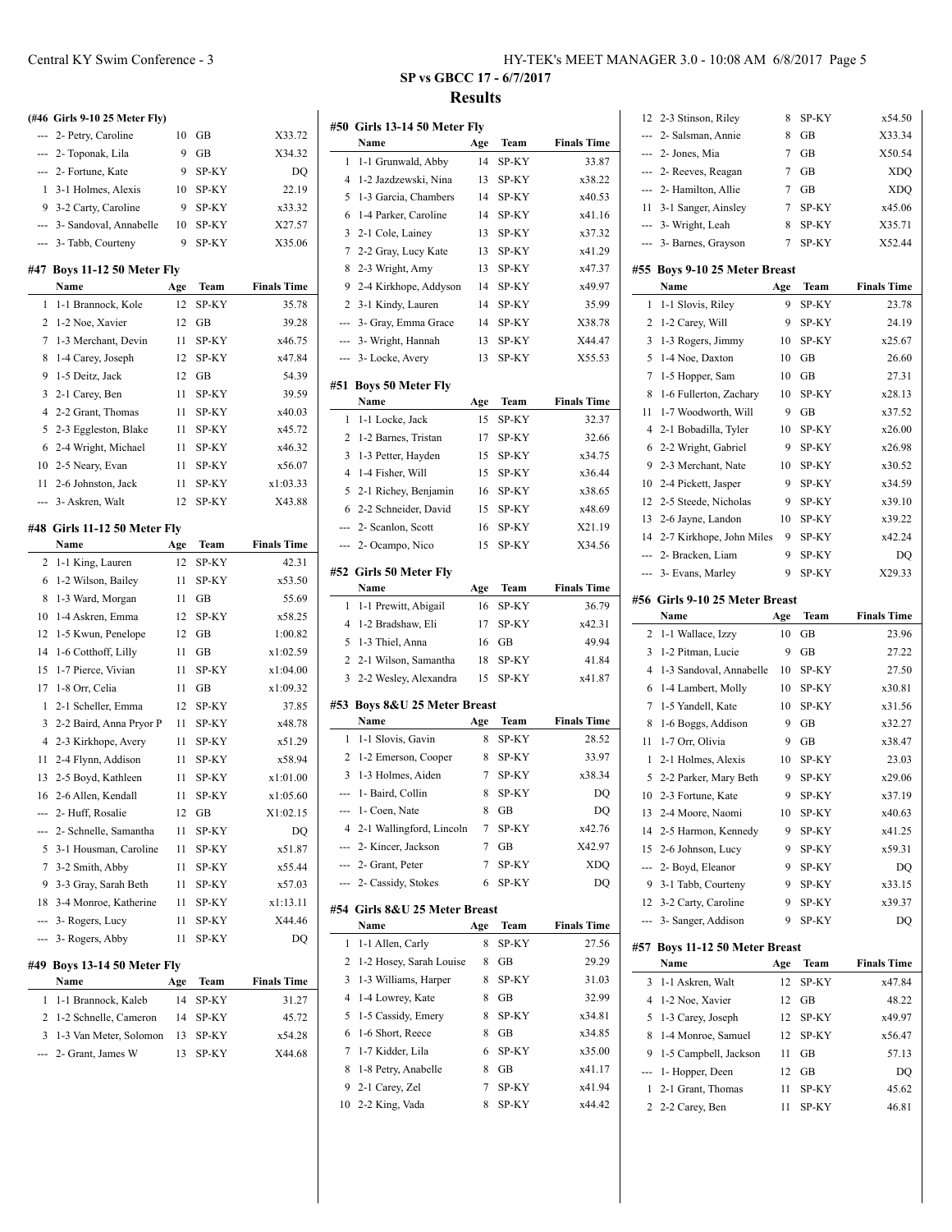## SP vs GBCC 17 - 6/7/2017

## Results

**(#46 Girls 9-10 25 Meter Fly)**

| | Name | Age | Team | Finals Time |
|---|---|---|---|---|
| --- | 2- Petry, Caroline | 10 | GB | X33.72 |
| --- | 2- Toponak, Lila | 9 | GB | X34.32 |
| --- | 2- Fortune, Kate | 9 | SP-KY | DQ |
| 1 | 3-1 Holmes, Alexis | 10 | SP-KY | 22.19 |
| 9 | 3-2 Carty, Caroline | 9 | SP-KY | x33.32 |
| --- | 3- Sandoval, Annabelle | 10 | SP-KY | X27.57 |
| --- | 3- Tabb, Courteny | 9 | SP-KY | X35.06 |

### #47 Boys 11-12 50 Meter Fly

| | Name | Age | Team | Finals Time |
|---|---|---|---|---|
| 1 | 1-1 Brannock, Kole | 12 | SP-KY | 35.78 |
| 2 | 1-2 Noe, Xavier | 12 | GB | 39.28 |
| 7 | 1-3 Merchant, Devin | 11 | SP-KY | x46.75 |
| 8 | 1-4 Carey, Joseph | 12 | SP-KY | x47.84 |
| 9 | 1-5 Deitz, Jack | 12 | GB | 54.39 |
| 3 | 2-1 Carey, Ben | 11 | SP-KY | 39.59 |
| 4 | 2-2 Grant, Thomas | 11 | SP-KY | x40.03 |
| 5 | 2-3 Eggleston, Blake | 11 | SP-KY | x45.72 |
| 6 | 2-4 Wright, Michael | 11 | SP-KY | x46.32 |
| 10 | 2-5 Neary, Evan | 11 | SP-KY | x56.07 |
| 11 | 2-6 Johnston, Jack | 11 | SP-KY | x1:03.33 |
| --- | 3- Askren, Walt | 12 | SP-KY | X43.88 |

### #48 Girls 11-12 50 Meter Fly

| | Name | Age | Team | Finals Time |
|---|---|---|---|---|
| 2 | 1-1 King, Lauren | 12 | SP-KY | 42.31 |
| 6 | 1-2 Wilson, Bailey | 11 | SP-KY | x53.50 |
| 8 | 1-3 Ward, Morgan | 11 | GB | 55.69 |
| 10 | 1-4 Askren, Emma | 12 | SP-KY | x58.25 |
| 12 | 1-5 Kwun, Penelope | 12 | GB | 1:00.82 |
| 14 | 1-6 Cotthoff, Lilly | 11 | GB | x1:02.59 |
| 15 | 1-7 Pierce, Vivian | 11 | SP-KY | x1:04.00 |
| 17 | 1-8 Orr, Celia | 11 | GB | x1:09.32 |
| 1 | 2-1 Scheller, Emma | 12 | SP-KY | 37.85 |
| 3 | 2-2 Baird, Anna Pryor P | 11 | SP-KY | x48.78 |
| 4 | 2-3 Kirkhope, Avery | 11 | SP-KY | x51.29 |
| 11 | 2-4 Flynn, Addison | 11 | SP-KY | x58.94 |
| 13 | 2-5 Boyd, Kathleen | 11 | SP-KY | x1:01.00 |
| 16 | 2-6 Allen, Kendall | 11 | SP-KY | x1:05.60 |
| --- | 2- Huff, Rosalie | 12 | GB | X1:02.15 |
| --- | 2- Schnelle, Samantha | 11 | SP-KY | DQ |
| 5 | 3-1 Housman, Caroline | 11 | SP-KY | x51.87 |
| 7 | 3-2 Smith, Abby | 11 | SP-KY | x55.44 |
| 9 | 3-3 Gray, Sarah Beth | 11 | SP-KY | x57.03 |
| 18 | 3-4 Monroe, Katherine | 11 | SP-KY | x1:13.11 |
| --- | 3- Rogers, Lucy | 11 | SP-KY | X44.46 |
| --- | 3- Rogers, Abby | 11 | SP-KY | DQ |

### #49 Boys 13-14 50 Meter Fly

| | Name | Age | Team | Finals Time |
|---|---|---|---|---|
| 1 | 1-1 Brannock, Kaleb | 14 | SP-KY | 31.27 |
| 2 | 1-2 Schnelle, Cameron | 14 | SP-KY | 45.72 |
| 3 | 1-3 Van Meter, Solomon | 13 | SP-KY | x54.28 |
| --- | 2- Grant, James W | 13 | SP-KY | X44.68 |

### #50 Girls 13-14 50 Meter Fly

| | Name | Age | Team | Finals Time |
|---|---|---|---|---|
| 1 | 1-1 Grunwald, Abby | 14 | SP-KY | 33.87 |
| 4 | 1-2 Jazdzewski, Nina | 13 | SP-KY | x38.22 |
| 5 | 1-3 Garcia, Chambers | 14 | SP-KY | x40.53 |
| 6 | 1-4 Parker, Caroline | 14 | SP-KY | x41.16 |
| 3 | 2-1 Cole, Lainey | 13 | SP-KY | x37.32 |
| 7 | 2-2 Gray, Lucy Kate | 13 | SP-KY | x41.29 |
| 8 | 2-3 Wright, Amy | 13 | SP-KY | x47.37 |
| 9 | 2-4 Kirkhope, Addyson | 14 | SP-KY | x49.97 |
| 2 | 3-1 Kindy, Lauren | 14 | SP-KY | 35.99 |
| --- | 3- Gray, Emma Grace | 14 | SP-KY | X38.78 |
| --- | 3- Wright, Hannah | 13 | SP-KY | X44.47 |
| --- | 3- Locke, Avery | 13 | SP-KY | X55.53 |

### #51 Boys 50 Meter Fly

| | Name | Age | Team | Finals Time |
|---|---|---|---|---|
| 1 | 1-1 Locke, Jack | 15 | SP-KY | 32.37 |
| 2 | 1-2 Barnes, Tristan | 17 | SP-KY | 32.66 |
| 3 | 1-3 Petter, Hayden | 15 | SP-KY | x34.75 |
| 4 | 1-4 Fisher, Will | 15 | SP-KY | x36.44 |
| 5 | 2-1 Richey, Benjamin | 16 | SP-KY | x38.65 |
| 6 | 2-2 Schneider, David | 15 | SP-KY | x48.69 |
| --- | 2- Scanlon, Scott | 16 | SP-KY | X21.19 |
| --- | 2- Ocampo, Nico | 15 | SP-KY | X34.56 |

### #52 Girls 50 Meter Fly

| | Name | Age | Team | Finals Time |
|---|---|---|---|---|
| 1 | 1-1 Prewitt, Abigail | 16 | SP-KY | 36.79 |
| 4 | 1-2 Bradshaw, Eli | 17 | SP-KY | x42.31 |
| 5 | 1-3 Thiel, Anna | 16 | GB | 49.94 |
| 2 | 2-1 Wilson, Samantha | 18 | SP-KY | 41.84 |
| 3 | 2-2 Wesley, Alexandra | 15 | SP-KY | x41.87 |

### #53 Boys 8&U 25 Meter Breast

| | Name | Age | Team | Finals Time |
|---|---|---|---|---|
| 1 | 1-1 Slovis, Gavin | 8 | SP-KY | 28.52 |
| 2 | 1-2 Emerson, Cooper | 8 | SP-KY | 33.97 |
| 3 | 1-3 Holmes, Aiden | 7 | SP-KY | x38.34 |
| --- | 1- Baird, Collin | 8 | SP-KY | DQ |
| --- | 1- Coen, Nate | 8 | GB | DQ |
| 4 | 2-1 Wallingford, Lincoln | 7 | SP-KY | x42.76 |
| --- | 2- Kincer, Jackson | 7 | GB | X42.97 |
| --- | 2- Grant, Peter | 7 | SP-KY | XDQ |
| --- | 2- Cassidy, Stokes | 6 | SP-KY | DQ |

### #54 Girls 8&U 25 Meter Breast

| | Name | Age | Team | Finals Time |
|---|---|---|---|---|
| 1 | 1-1 Allen, Carly | 8 | SP-KY | 27.56 |
| 2 | 1-2 Hosey, Sarah Louise | 8 | GB | 29.29 |
| 3 | 1-3 Williams, Harper | 8 | SP-KY | 31.03 |
| 4 | 1-4 Lowrey, Kate | 8 | GB | 32.99 |
| 5 | 1-5 Cassidy, Emery | 8 | SP-KY | x34.81 |
| 6 | 1-6 Short, Reece | 8 | GB | x34.85 |
| 7 | 1-7 Kidder, Lila | 6 | SP-KY | x35.00 |
| 8 | 1-8 Petry, Anabelle | 8 | GB | x41.17 |
| 9 | 2-1 Carey, Zel | 7 | SP-KY | x41.94 |
| 10 | 2-2 King, Vada | 8 | SP-KY | x44.42 |
| 12 | 2-3 Stinson, Riley | 8 | SP-KY | x54.50 |
| --- | 2- Salsman, Annie | 8 | GB | X33.34 |
| --- | 2- Jones, Mia | 7 | GB | X50.54 |
| --- | 2- Reeves, Reagan | 7 | GB | XDQ |
| --- | 2- Hamilton, Allie | 7 | GB | XDQ |
| 11 | 3-1 Sanger, Ainsley | 7 | SP-KY | x45.06 |
| --- | 3- Wright, Leah | 8 | SP-KY | X35.71 |
| --- | 3- Barnes, Grayson | 7 | SP-KY | X52.44 |

### #55 Boys 9-10 25 Meter Breast

| | Name | Age | Team | Finals Time |
|---|---|---|---|---|
| 1 | 1-1 Slovis, Riley | 9 | SP-KY | 23.78 |
| 2 | 1-2 Carey, Will | 9 | SP-KY | 24.19 |
| 3 | 1-3 Rogers, Jimmy | 10 | SP-KY | x25.67 |
| 5 | 1-4 Noe, Daxton | 10 | GB | 26.60 |
| 7 | 1-5 Hopper, Sam | 10 | GB | 27.31 |
| 8 | 1-6 Fullerton, Zachary | 10 | SP-KY | x28.13 |
| 11 | 1-7 Woodworth, Will | 9 | GB | x37.52 |
| 4 | 2-1 Bobadilla, Tyler | 10 | SP-KY | x26.00 |
| 6 | 2-2 Wright, Gabriel | 9 | SP-KY | x26.98 |
| 9 | 2-3 Merchant, Nate | 10 | SP-KY | x30.52 |
| 10 | 2-4 Pickett, Jasper | 9 | SP-KY | x34.59 |
| 12 | 2-5 Steede, Nicholas | 9 | SP-KY | x39.10 |
| 13 | 2-6 Jayne, Landon | 10 | SP-KY | x39.22 |
| 14 | 2-7 Kirkhope, John Miles | 9 | SP-KY | x42.24 |
| --- | 2- Bracken, Liam | 9 | SP-KY | DQ |
| --- | 3- Evans, Marley | 9 | SP-KY | X29.33 |

### #56 Girls 9-10 25 Meter Breast

| | Name | Age | Team | Finals Time |
|---|---|---|---|---|
| 2 | 1-1 Wallace, Izzy | 10 | GB | 23.96 |
| 3 | 1-2 Pitman, Lucie | 9 | GB | 27.22 |
| 4 | 1-3 Sandoval, Annabelle | 10 | SP-KY | 27.50 |
| 6 | 1-4 Lambert, Molly | 10 | SP-KY | x30.81 |
| 7 | 1-5 Yandell, Kate | 10 | SP-KY | x31.56 |
| 8 | 1-6 Boggs, Addison | 9 | GB | x32.27 |
| 11 | 1-7 Orr, Olivia | 9 | GB | x38.47 |
| 1 | 2-1 Holmes, Alexis | 10 | SP-KY | 23.03 |
| 5 | 2-2 Parker, Mary Beth | 9 | SP-KY | x29.06 |
| 10 | 2-3 Fortune, Kate | 9 | SP-KY | x37.19 |
| 13 | 2-4 Moore, Naomi | 10 | SP-KY | x40.63 |
| 14 | 2-5 Harmon, Kennedy | 9 | SP-KY | x41.25 |
| 15 | 2-6 Johnson, Lucy | 9 | SP-KY | x59.31 |
| --- | 2- Boyd, Eleanor | 9 | SP-KY | DQ |
| 9 | 3-1 Tabb, Courteny | 9 | SP-KY | x33.15 |
| 12 | 3-2 Carty, Caroline | 9 | SP-KY | x39.37 |
| --- | 3- Sanger, Addison | 9 | SP-KY | DQ |

### #57 Boys 11-12 50 Meter Breast

| | Name | Age | Team | Finals Time |
|---|---|---|---|---|
| 3 | 1-1 Askren, Walt | 12 | SP-KY | x47.84 |
| 4 | 1-2 Noe, Xavier | 12 | GB | 48.22 |
| 5 | 1-3 Carey, Joseph | 12 | SP-KY | x49.97 |
| 8 | 1-4 Monroe, Samuel | 12 | SP-KY | x56.47 |
| 9 | 1-5 Campbell, Jackson | 11 | GB | 57.13 |
| --- | 1- Hopper, Deen | 12 | GB | DQ |
| 1 | 2-1 Grant, Thomas | 11 | SP-KY | 45.62 |
| 2 | 2-2 Carey, Ben | 11 | SP-KY | 46.81 |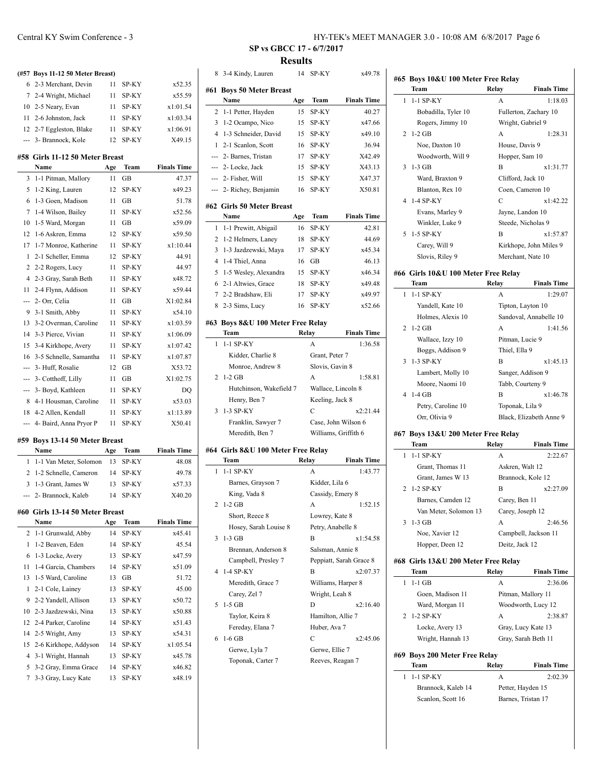## SP vs GBCC 17 - 6/7/2017

### Results

**(#57 Boys 11-12 50 Meter Breast)**

| | Name | Age | Team | Finals Time |
|---|---|---|---|---|
| 6 | 2-3 Merchant, Devin | 11 | SP-KY | x52.35 |
| 7 | 2-4 Wright, Michael | 11 | SP-KY | x55.59 |
| 10 | 2-5 Neary, Evan | 11 | SP-KY | x1:01.54 |
| 11 | 2-6 Johnston, Jack | 11 | SP-KY | x1:03.34 |
| 12 | 2-7 Eggleston, Blake | 11 | SP-KY | x1:06.91 |
| --- | 3- Brannock, Kole | 12 | SP-KY | X49.15 |

**#58 Girls 11-12 50 Meter Breast**

| | Name | Age | Team | Finals Time |
|---|---|---|---|---|
| 3 | 1-1 Pitman, Mallory | 11 | GB | 47.37 |
| 5 | 1-2 King, Lauren | 12 | SP-KY | x49.23 |
| 6 | 1-3 Goen, Madison | 11 | GB | 51.78 |
| 7 | 1-4 Wilson, Bailey | 11 | SP-KY | x52.56 |
| 10 | 1-5 Ward, Morgan | 11 | GB | x59.09 |
| 12 | 1-6 Askren, Emma | 12 | SP-KY | x59.50 |
| 17 | 1-7 Monroe, Katherine | 11 | SP-KY | x1:10.44 |
| 1 | 2-1 Scheller, Emma | 12 | SP-KY | 44.91 |
| 2 | 2-2 Rogers, Lucy | 11 | SP-KY | 44.97 |
| 4 | 2-3 Gray, Sarah Beth | 11 | SP-KY | x48.72 |
| 11 | 2-4 Flynn, Addison | 11 | SP-KY | x59.44 |
| --- | 2- Orr, Celia | 11 | GB | X1:02.84 |
| 9 | 3-1 Smith, Abby | 11 | SP-KY | x54.10 |
| 13 | 3-2 Overman, Caroline | 11 | SP-KY | x1:03.59 |
| 14 | 3-3 Pierce, Vivian | 11 | SP-KY | x1:06.09 |
| 15 | 3-4 Kirkhope, Avery | 11 | SP-KY | x1:07.42 |
| 16 | 3-5 Schnelle, Samantha | 11 | SP-KY | x1:07.87 |
| --- | 3- Huff, Rosalie | 12 | GB | X53.72 |
| --- | 3- Cotthoff, Lilly | 11 | GB | X1:02.75 |
| --- | 3- Boyd, Kathleen | 11 | SP-KY | DQ |
| 8 | 4-1 Housman, Caroline | 11 | SP-KY | x53.03 |
| 18 | 4-2 Allen, Kendall | 11 | SP-KY | x1:13.89 |
| --- | 4- Baird, Anna Pryor P | 11 | SP-KY | X50.41 |

**#59 Boys 13-14 50 Meter Breast**

| | Name | Age | Team | Finals Time |
|---|---|---|---|---|
| 1 | 1-1 Van Meter, Solomon | 13 | SP-KY | 48.08 |
| 2 | 1-2 Schnelle, Cameron | 14 | SP-KY | 49.78 |
| 3 | 1-3 Grant, James W | 13 | SP-KY | x57.33 |
| --- | 2- Brannock, Kaleb | 14 | SP-KY | X40.20 |

**#60 Girls 13-14 50 Meter Breast**

| | Name | Age | Team | Finals Time |
|---|---|---|---|---|
| 2 | 1-1 Grunwald, Abby | 14 | SP-KY | x45.41 |
| 1 | 1-2 Beaven, Eden | 14 | SP-KY | 45.54 |
| 6 | 1-3 Locke, Avery | 13 | SP-KY | x47.59 |
| 11 | 1-4 Garcia, Chambers | 14 | SP-KY | x51.09 |
| 13 | 1-5 Ward, Caroline | 13 | GB | 51.72 |
| 1 | 2-1 Cole, Lainey | 13 | SP-KY | 45.00 |
| 9 | 2-2 Yandell, Allison | 13 | SP-KY | x50.72 |
| 10 | 2-3 Jazdzewski, Nina | 13 | SP-KY | x50.88 |
| 12 | 2-4 Parker, Caroline | 14 | SP-KY | x51.43 |
| 14 | 2-5 Wright, Amy | 13 | SP-KY | x54.31 |
| 15 | 2-6 Kirkhope, Addyson | 14 | SP-KY | x1:05.54 |
| 4 | 3-1 Wright, Hannah | 13 | SP-KY | x45.78 |
| 5 | 3-2 Gray, Emma Grace | 14 | SP-KY | x46.82 |
| 7 | 3-3 Gray, Lucy Kate | 13 | SP-KY | x48.19 |
| 8 | 3-4 Kindy, Lauren | 14 | SP-KY | x49.78 |

**#61 Boys 50 Meter Breast**

| | Name | Age | Team | Finals Time |
|---|---|---|---|---|
| 2 | 1-1 Petter, Hayden | 15 | SP-KY | 40.27 |
| 3 | 1-2 Ocampo, Nico | 15 | SP-KY | x47.66 |
| 4 | 1-3 Schneider, David | 15 | SP-KY | x49.10 |
| 1 | 2-1 Scanlon, Scott | 16 | SP-KY | 36.94 |
| --- | 2- Barnes, Tristan | 17 | SP-KY | X42.49 |
| --- | 2- Locke, Jack | 15 | SP-KY | X43.13 |
| --- | 2- Fisher, Will | 15 | SP-KY | X47.37 |
| --- | 2- Richey, Benjamin | 16 | SP-KY | X50.81 |

**#62 Girls 50 Meter Breast**

| | Name | Age | Team | Finals Time |
|---|---|---|---|---|
| 1 | 1-1 Prewitt, Abigail | 16 | SP-KY | 42.81 |
| 2 | 1-2 Helmers, Laney | 18 | SP-KY | 44.69 |
| 3 | 1-3 Jazdzewski, Maya | 17 | SP-KY | x45.34 |
| 4 | 1-4 Thiel, Anna | 16 | GB | 46.13 |
| 5 | 1-5 Wesley, Alexandra | 15 | SP-KY | x46.34 |
| 6 | 2-1 Altwies, Grace | 18 | SP-KY | x49.48 |
| 7 | 2-2 Bradshaw, Eli | 17 | SP-KY | x49.97 |
| 8 | 2-3 Sims, Lucy | 16 | SP-KY | x52.66 |

**#63 Boys 8&U 100 Meter Free Relay**

| | Team | Relay | Finals Time |
|---|---|---|---|
| 1 | 1-1 SP-KY | A | 1:36.58 |
| | Kidder, Charlie 8 | Grant, Peter 7 | |
| | Monroe, Andrew 8 | Slovis, Gavin 8 | |
| 2 | 1-2 GB | A | 1:58.81 |
| | Hutchinson, Wakefield 7 | Wallace, Lincoln 8 | |
| | Henry, Ben 7 | Keeling, Jack 8 | |
| 3 | 1-3 SP-KY | C | x2:21.44 |
| | Franklin, Sawyer 7 | Case, John Wilson 6 | |
| | Meredith, Ben 7 | Williams, Griffith 6 | |

**#64 Girls 8&U 100 Meter Free Relay**

| | Team | Relay | Finals Time |
|---|---|---|---|
| 1 | 1-1 SP-KY | A | 1:43.77 |
| | Barnes, Grayson 7 | Kidder, Lila 6 | |
| | King, Vada 8 | Cassidy, Emery 8 | |
| 2 | 1-2 GB | A | 1:52.15 |
| | Short, Reece 8 | Lowrey, Kate 8 | |
| | Hosey, Sarah Louise 8 | Petry, Anabelle 8 | |
| 3 | 1-3 GB | B | x1:54.58 |
| | Brennan, Anderson 8 | Salsman, Annie 8 | |
| | Campbell, Presley 7 | Peppiatt, Sarah Grace 8 | |
| 4 | 1-4 SP-KY | B | x2:07.37 |
| | Meredith, Grace 7 | Williams, Harper 8 | |
| | Carey, Zel 7 | Wright, Leah 8 | |
| 5 | 1-5 GB | D | x2:16.40 |
| | Taylor, Keira 8 | Hamilton, Allie 7 | |
| | Fereday, Elana 7 | Huber, Ava 7 | |
| 6 | 1-6 GB | C | x2:45.06 |
| | Gerwe, Lyla 7 | Gerwe, Ellie 7 | |
| | Toponak, Carter 7 | Reeves, Reagan 7 | |

**#65 Boys 10&U 100 Meter Free Relay**

| | Team | Relay | Finals Time |
|---|---|---|---|
| 1 | 1-1 SP-KY | A | 1:18.03 |
| | Bobadilla, Tyler 10 | Fullerton, Zachary 10 | |
| | Rogers, Jimmy 10 | Wright, Gabriel 9 | |
| 2 | 1-2 GB | A | 1:28.31 |
| | Noe, Daxton 10 | House, Davis 9 | |
| | Woodworth, Will 9 | Hopper, Sam 10 | |
| 3 | 1-3 GB | B | x1:31.77 |
| | Ward, Braxton 9 | Clifford, Jack 10 | |
| | Blanton, Rex 10 | Coen, Cameron 10 | |
| 4 | 1-4 SP-KY | C | x1:42.22 |
| | Evans, Marley 9 | Jayne, Landon 10 | |
| | Winkler, Luke 9 | Steede, Nicholas 9 | |
| 5 | 1-5 SP-KY | B | x1:57.87 |
| | Carey, Will 9 | Kirkhope, John Miles 9 | |
| | Slovis, Riley 9 | Merchant, Nate 10 | |

**#66 Girls 10&U 100 Meter Free Relay**

| | Team | Relay | Finals Time |
|---|---|---|---|
| 1 | 1-1 SP-KY | A | 1:29.07 |
| | Yandell, Kate 10 | Tipton, Layton 10 | |
| | Holmes, Alexis 10 | Sandoval, Annabelle 10 | |
| 2 | 1-2 GB | A | 1:41.56 |
| | Wallace, Izzy 10 | Pitman, Lucie 9 | |
| | Boggs, Addison 9 | Thiel, Ella 9 | |
| 3 | 1-3 SP-KY | B | x1:45.13 |
| | Lambert, Molly 10 | Sanger, Addison 9 | |
| | Moore, Naomi 10 | Tabb, Courteny 9 | |
| 4 | 1-4 GB | B | x1:46.78 |
| | Petry, Caroline 10 | Toponak, Lila 9 | |
| | Orr, Olivia 9 | Black, Elizabeth Anne 9 | |

**#67 Boys 13&U 200 Meter Free Relay**

| | Team | Relay | Finals Time |
|---|---|---|---|
| 1 | 1-1 SP-KY | A | 2:22.67 |
| | Grant, Thomas 11 | Askren, Walt 12 | |
| | Grant, James W 13 | Brannock, Kole 12 | |
| 2 | 1-2 SP-KY | B | x2:27.09 |
| | Barnes, Camden 12 | Carey, Ben 11 | |
| | Van Meter, Solomon 13 | Carey, Joseph 12 | |
| 3 | 1-3 GB | A | 2:46.56 |
| | Noe, Xavier 12 | Campbell, Jackson 11 | |
| | Hopper, Deen 12 | Deitz, Jack 12 | |

**#68 Girls 13&U 200 Meter Free Relay**

| | Team | Relay | Finals Time |
|---|---|---|---|
| 1 | 1-1 GB | A | 2:36.06 |
| | Goen, Madison 11 | Pitman, Mallory 11 | |
| | Ward, Morgan 11 | Woodworth, Lucy 12 | |
| 2 | 1-2 SP-KY | A | 2:38.87 |
| | Locke, Avery 13 | Gray, Lucy Kate 13 | |
| | Wright, Hannah 13 | Gray, Sarah Beth 11 | |

**#69 Boys 200 Meter Free Relay**

| | Team | Relay | Finals Time |
|---|---|---|---|
| 1 | 1-1 SP-KY | A | 2:02.39 |
| | Brannock, Kaleb 14 | Petter, Hayden 15 | |
| | Scanlon, Scott 16 | Barnes, Tristan 17 | |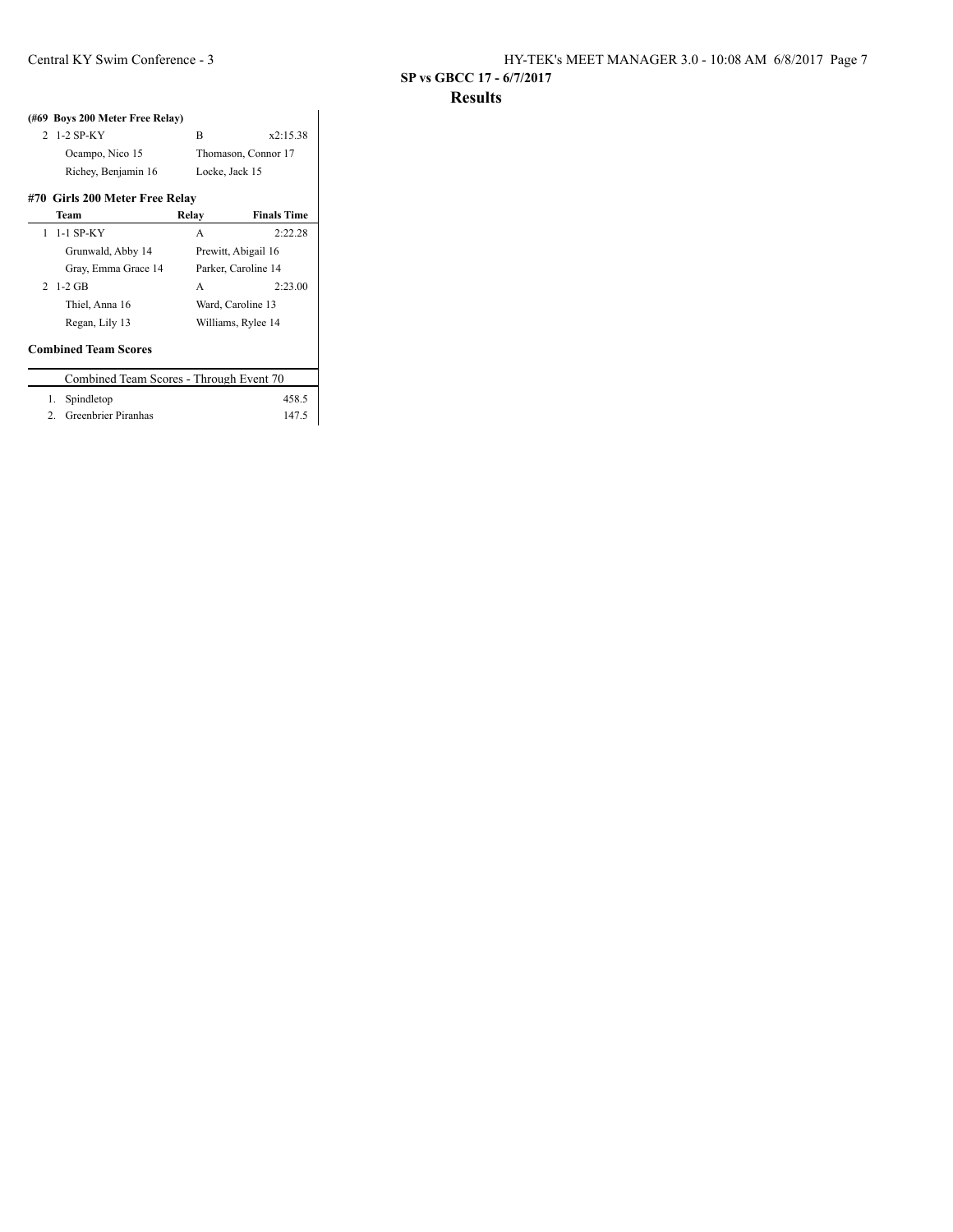**(#69 Boys 200 Meter Free Relay)**

| | Team | Relay | Finals Time |
|---|---|---|---|
| 2 | 1-2 SP-KY | B | x2:15.38 |
| | Ocampo, Nico 15 | Thomason, Connor 17 | |
| | Richey, Benjamin 16 | Locke, Jack 15 | |

### #70 Girls 200 Meter Free Relay

| | Team | Relay | Finals Time |
|---|---|---|---|
| 1 | 1-1 SP-KY | A | 2:22.28 |
| | Grunwald, Abby 14 | Prewitt, Abigail 16 | |
| | Gray, Emma Grace 14 | Parker, Caroline 14 | |
| 2 | 1-2 GB | A | 2:23.00 |
| | Thiel, Anna 16 | Ward, Caroline 13 | |
| | Regan, Lily 13 | Williams, Rylee 14 | |

### Combined Team Scores

| Combined Team Scores - Through Event 70 | | |
|---|---|---|
| 1. | Spindletop | 458.5 |
| 2. | Greenbrier Piranhas | 147.5 |